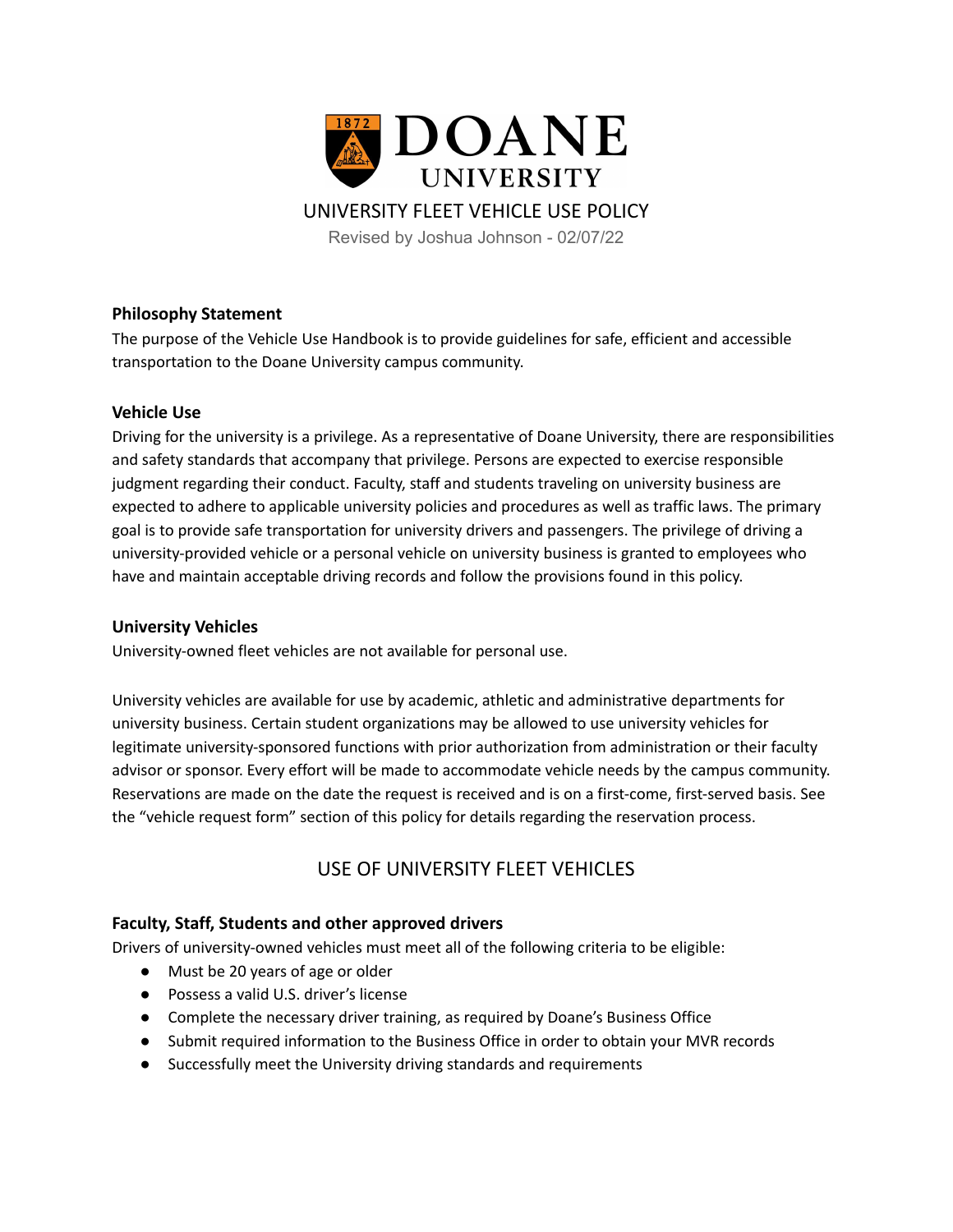# DOANE UNIVERSITY

## UNIVERSITY FLEET VEHICLE USE POLICY

Revised by Joshua Johnson - 02/07/22

### Philosophy Statement

The purpose of the Vehicle Use Handbook is to provide guidelines for safe, efficient and accessible transportation to the Doane University campus community.

### Vehicle Use

Driving for the university is a privilege. As a representative of Doane University, there are responsibilities and safety standards that accompany that privilege. Persons are expected to exercise responsible judgment regarding their conduct. Faculty, staff and students traveling on university business are expected to adhere to applicable university policies and procedures as well as traffic laws. The primary goal is to provide safe transportation for university drivers and passengers. The privilege of driving a university-provided vehicle or a personal vehicle on university business is granted to employees who have and maintain acceptable driving records and follow the provisions found in this policy.

### University Vehicles

University-owned fleet vehicles are not available for personal use.

University vehicles are available for use by academic, athletic and administrative departments for university business. Certain student organizations may be allowed to use university vehicles for legitimate university-sponsored functions with prior authorization from administration or their faculty advisor or sponsor. Every effort will be made to accommodate vehicle needs by the campus community. Reservations are made on the date the request is received and is on a first-come, first-served basis. See the "vehicle request form" section of this policy for details regarding the reservation process.

## USE OF UNIVERSITY FLEET VEHICLES

### Faculty, Staff, Students and other approved drivers

Drivers of university-owned vehicles must meet all of the following criteria to be eligible:

- Must be 20 years of age or older
- Possess a valid U.S. driver's license
- Complete the necessary driver training, as required by Doane's Business Office
- Submit required information to the Business Office in order to obtain your MVR records
- Successfully meet the University driving standards and requirements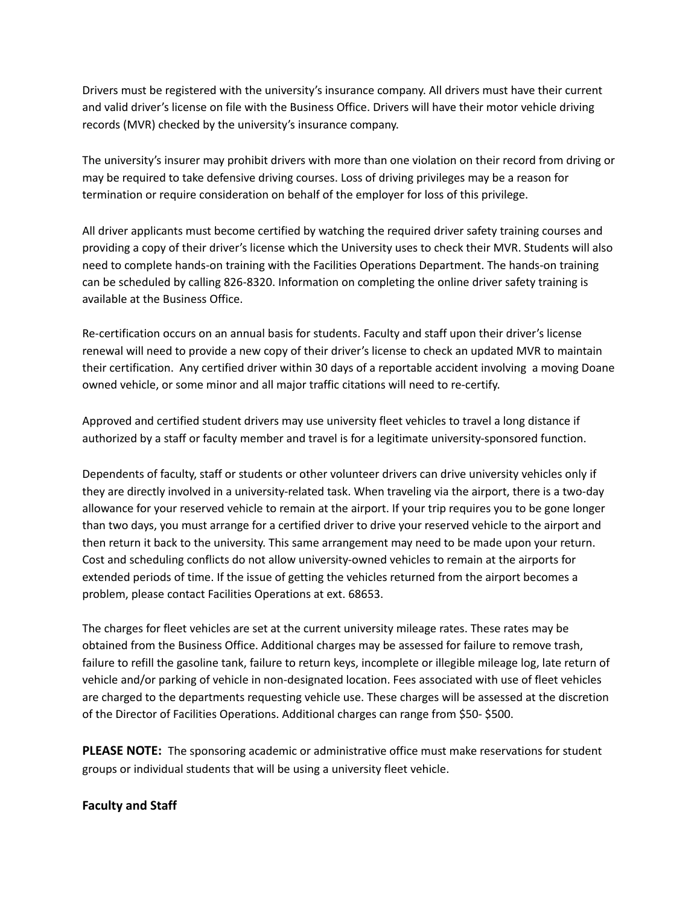Drivers must be registered with the university's insurance company. All drivers must have their current and valid driver's license on file with the Business Office. Drivers will have their motor vehicle driving records (MVR) checked by the university's insurance company.

The university's insurer may prohibit drivers with more than one violation on their record from driving or may be required to take defensive driving courses. Loss of driving privileges may be a reason for termination or require consideration on behalf of the employer for loss of this privilege.

All driver applicants must become certified by watching the required driver safety training courses and providing a copy of their driver's license which the University uses to check their MVR. Students will also need to complete hands-on training with the Facilities Operations Department. The hands-on training can be scheduled by calling 826-8320. Information on completing the online driver safety training is available at the Business Office.

Re-certification occurs on an annual basis for students. Faculty and staff upon their driver's license renewal will need to provide a new copy of their driver's license to check an updated MVR to maintain their certification. Any certified driver within 30 days of a reportable accident involving a moving Doane owned vehicle, or some minor and all major traffic citations will need to re-certify.

Approved and certified student drivers may use university fleet vehicles to travel a long distance if authorized by a staff or faculty member and travel is for a legitimate university-sponsored function.

Dependents of faculty, staff or students or other volunteer drivers can drive university vehicles only if they are directly involved in a university-related task. When traveling via the airport, there is a two-day allowance for your reserved vehicle to remain at the airport. If your trip requires you to be gone longer than two days, you must arrange for a certified driver to drive your reserved vehicle to the airport and then return it back to the university. This same arrangement may need to be made upon your return. Cost and scheduling conflicts do not allow university-owned vehicles to remain at the airports for extended periods of time. If the issue of getting the vehicles returned from the airport becomes a problem, please contact Facilities Operations at ext. 68653.

The charges for fleet vehicles are set at the current university mileage rates. These rates may be obtained from the Business Office. Additional charges may be assessed for failure to remove trash, failure to refill the gasoline tank, failure to return keys, incomplete or illegible mileage log, late return of vehicle and/or parking of vehicle in non-designated location. Fees associated with use of fleet vehicles are charged to the departments requesting vehicle use. These charges will be assessed at the discretion of the Director of Facilities Operations. Additional charges can range from $50- $500.

**PLEASE NOTE:** The sponsoring academic or administrative office must make reservations for student groups or individual students that will be using a university fleet vehicle.

**Faculty and Staff**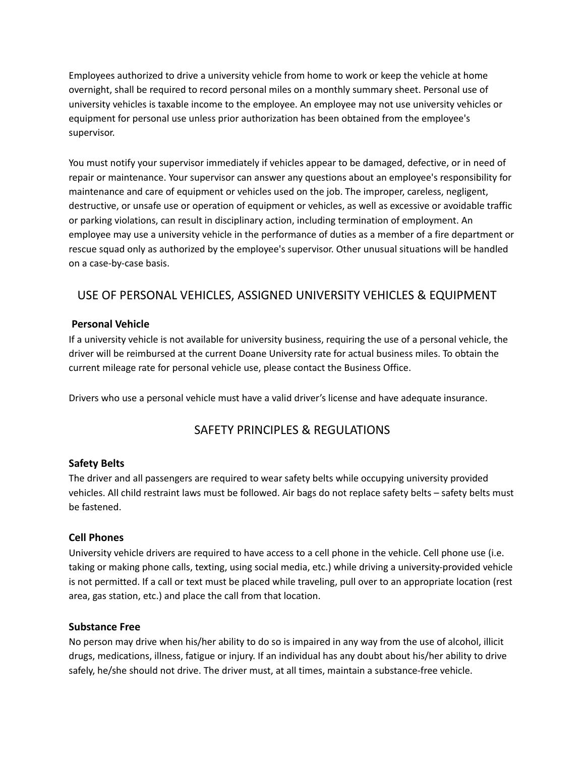Employees authorized to drive a university vehicle from home to work or keep the vehicle at home overnight, shall be required to record personal miles on a monthly summary sheet. Personal use of university vehicles is taxable income to the employee. An employee may not use university vehicles or equipment for personal use unless prior authorization has been obtained from the employee's supervisor.

You must notify your supervisor immediately if vehicles appear to be damaged, defective, or in need of repair or maintenance. Your supervisor can answer any questions about an employee's responsibility for maintenance and care of equipment or vehicles used on the job. The improper, careless, negligent, destructive, or unsafe use or operation of equipment or vehicles, as well as excessive or avoidable traffic or parking violations, can result in disciplinary action, including termination of employment. An employee may use a university vehicle in the performance of duties as a member of a fire department or rescue squad only as authorized by the employee's supervisor. Other unusual situations will be handled on a case-by-case basis.

## USE OF PERSONAL VEHICLES, ASSIGNED UNIVERSITY VEHICLES & EQUIPMENT

### Personal Vehicle

If a university vehicle is not available for university business, requiring the use of a personal vehicle, the driver will be reimbursed at the current Doane University rate for actual business miles. To obtain the current mileage rate for personal vehicle use, please contact the Business Office.

Drivers who use a personal vehicle must have a valid driver's license and have adequate insurance.

## SAFETY PRINCIPLES & REGULATIONS

### Safety Belts

The driver and all passengers are required to wear safety belts while occupying university provided vehicles. All child restraint laws must be followed. Air bags do not replace safety belts – safety belts must be fastened.

### Cell Phones

University vehicle drivers are required to have access to a cell phone in the vehicle. Cell phone use (i.e. taking or making phone calls, texting, using social media, etc.) while driving a university-provided vehicle is not permitted. If a call or text must be placed while traveling, pull over to an appropriate location (rest area, gas station, etc.) and place the call from that location.

### Substance Free

No person may drive when his/her ability to do so is impaired in any way from the use of alcohol, illicit drugs, medications, illness, fatigue or injury. If an individual has any doubt about his/her ability to drive safely, he/she should not drive. The driver must, at all times, maintain a substance-free vehicle.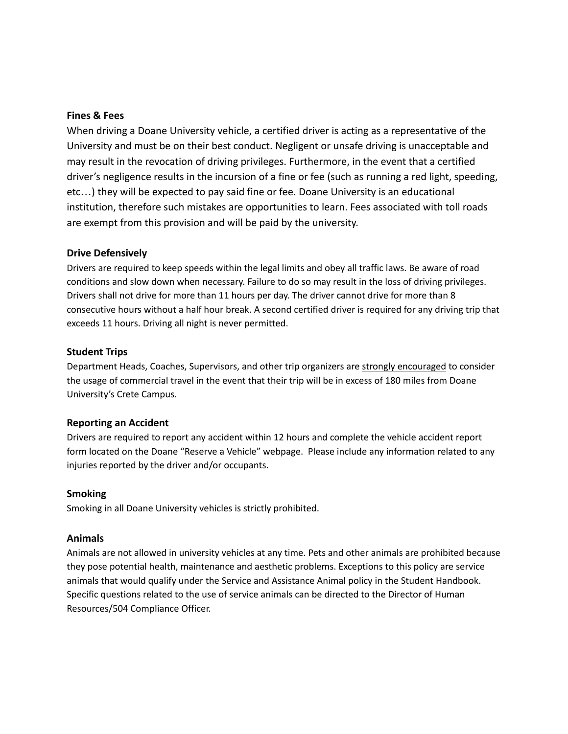**Fines & Fees**

When driving a Doane University vehicle, a certified driver is acting as a representative of the University and must be on their best conduct. Negligent or unsafe driving is unacceptable and may result in the revocation of driving privileges. Furthermore, in the event that a certified driver's negligence results in the incursion of a fine or fee (such as running a red light, speeding, etc…) they will be expected to pay said fine or fee. Doane University is an educational institution, therefore such mistakes are opportunities to learn. Fees associated with toll roads are exempt from this provision and will be paid by the university.

**Drive Defensively**

Drivers are required to keep speeds within the legal limits and obey all traffic laws. Be aware of road conditions and slow down when necessary. Failure to do so may result in the loss of driving privileges. Drivers shall not drive for more than 11 hours per day. The driver cannot drive for more than 8 consecutive hours without a half hour break. A second certified driver is required for any driving trip that exceeds 11 hours. Driving all night is never permitted.

**Student Trips**

Department Heads, Coaches, Supervisors, and other trip organizers are <u>strongly encouraged</u> to consider the usage of commercial travel in the event that their trip will be in excess of 180 miles from Doane University's Crete Campus.

**Reporting an Accident**

Drivers are required to report any accident within 12 hours and complete the vehicle accident report form located on the Doane "Reserve a Vehicle" webpage. Please include any information related to any injuries reported by the driver and/or occupants.

**Smoking**

Smoking in all Doane University vehicles is strictly prohibited.

**Animals**

Animals are not allowed in university vehicles at any time. Pets and other animals are prohibited because they pose potential health, maintenance and aesthetic problems. Exceptions to this policy are service animals that would qualify under the Service and Assistance Animal policy in the Student Handbook. Specific questions related to the use of service animals can be directed to the Director of Human Resources/504 Compliance Officer.